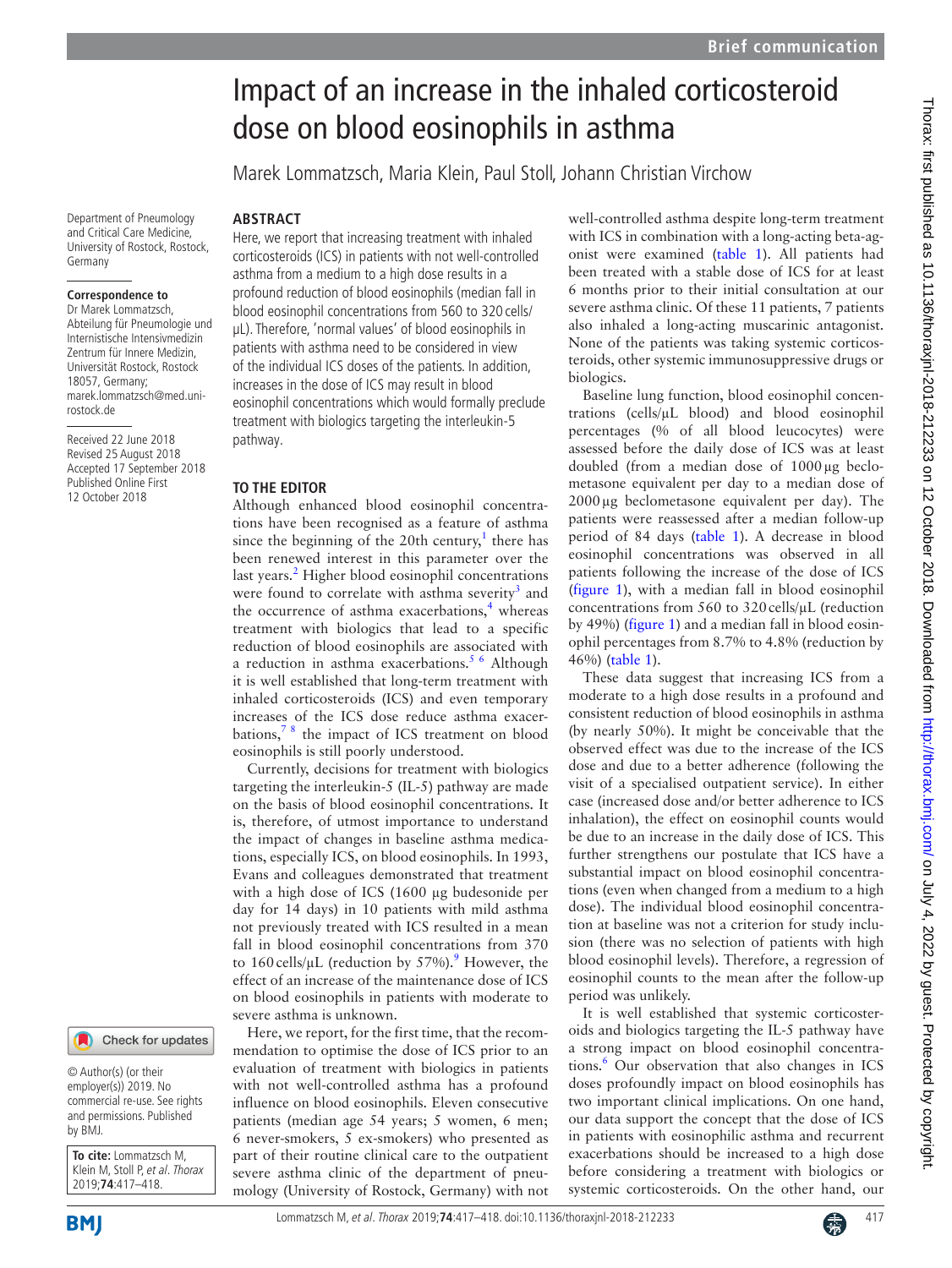# Impact of an increase in the inhaled corticosteroid dose on blood eosinophils in asthma

Marek Lommatzsch, Maria Klein, Paul Stoll, Johann Christian Virchow

Department of Pneumology and Critical Care Medicine, University of Rostock, Rostock, Germany

**Correspondence to**
Dr Marek Lommatzsch, Abteilung für Pneumologie und Internistische Intensivmedizin Zentrum für Innere Medizin, Universität Rostock, Rostock 18057, Germany; marek.lommatzsch@med.uni-rostock.de

Received 22 June 2018
Revised 25 August 2018
Accepted 17 September 2018
Published Online First 12 October 2018

© Author(s) (or their employer(s)) 2019. No commercial re-use. See rights and permissions. Published by BMJ.

**To cite:** Lommatzsch M, Klein M, Stoll P, *et al*. *Thorax* 2019;**74**:417–418.

## ABSTRACT

Here, we report that increasing treatment with inhaled corticosteroids (ICS) in patients with not well-controlled asthma from a medium to a high dose results in a profound reduction of blood eosinophils (median fall in blood eosinophil concentrations from 560 to 320 cells/µL). Therefore, 'normal values' of blood eosinophils in patients with asthma need to be considered in view of the individual ICS doses of the patients. In addition, increases in the dose of ICS may result in blood eosinophil concentrations which would formally preclude treatment with biologics targeting the interleukin-5 pathway.

## TO THE EDITOR

Although enhanced blood eosinophil concentrations have been recognised as a feature of asthma since the beginning of the 20th century,[1] there has been renewed interest in this parameter over the last years.[2] Higher blood eosinophil concentrations were found to correlate with asthma severity[3] and the occurrence of asthma exacerbations,[4] whereas treatment with biologics that lead to a specific reduction of blood eosinophils are associated with a reduction in asthma exacerbations.[5 6] Although it is well established that long-term treatment with inhaled corticosteroids (ICS) and even temporary increases of the ICS dose reduce asthma exacerbations,[7 8] the impact of ICS treatment on blood eosinophils is still poorly understood.

Currently, decisions for treatment with biologics targeting the interleukin-5 (IL-5) pathway are made on the basis of blood eosinophil concentrations. It is, therefore, of utmost importance to understand the impact of changes in baseline asthma medications, especially ICS, on blood eosinophils. In 1993, Evans and colleagues demonstrated that treatment with a high dose of ICS (1600 µg budesonide per day for 14 days) in 10 patients with mild asthma not previously treated with ICS resulted in a mean fall in blood eosinophil concentrations from 370 to 160 cells/µL (reduction by 57%).[9] However, the effect of an increase of the maintenance dose of ICS on blood eosinophils in patients with moderate to severe asthma is unknown.

Here, we report, for the first time, that the recommendation to optimise the dose of ICS prior to an evaluation of treatment with biologics in patients with not well-controlled asthma has a profound influence on blood eosinophils. Eleven consecutive patients (median age 54 years; 5 women, 6 men; 6 never-smokers, 5 ex-smokers) who presented as part of their routine clinical care to the outpatient severe asthma clinic of the department of pneumology (University of Rostock, Germany) with not well-controlled asthma despite long-term treatment with ICS in combination with a long-acting beta-agonist were examined (table 1). All patients had been treated with a stable dose of ICS for at least 6 months prior to their initial consultation at our severe asthma clinic. Of these 11 patients, 7 patients also inhaled a long-acting muscarinic antagonist. None of the patients was taking systemic corticosteroids, other systemic immunosuppressive drugs or biologics.

Baseline lung function, blood eosinophil concentrations (cells/µL blood) and blood eosinophil percentages (% of all blood leucocytes) were assessed before the daily dose of ICS was at least doubled (from a median dose of 1000 µg beclometasone equivalent per day to a median dose of 2000 µg beclometasone equivalent per day). The patients were reassessed after a median follow-up period of 84 days (table 1). A decrease in blood eosinophil concentrations was observed in all patients following the increase of the dose of ICS (figure 1), with a median fall in blood eosinophil concentrations from 560 to 320 cells/µL (reduction by 49%) (figure 1) and a median fall in blood eosinophil percentages from 8.7% to 4.8% (reduction by 46%) (table 1).

These data suggest that increasing ICS from a moderate to a high dose results in a profound and consistent reduction of blood eosinophils in asthma (by nearly 50%). It might be conceivable that the observed effect was due to the increase of the ICS dose and due to a better adherence (following the visit of a specialised outpatient service). In either case (increased dose and/or better adherence to ICS inhalation), the effect on eosinophil counts would be due to an increase in the daily dose of ICS. This further strengthens our postulate that ICS have a substantial impact on blood eosinophil concentrations (even when changed from a medium to a high dose). The individual blood eosinophil concentration at baseline was not a criterion for study inclusion (there was no selection of patients with high blood eosinophil levels). Therefore, a regression of eosinophil counts to the mean after the follow-up period was unlikely.

It is well established that systemic corticosteroids and biologics targeting the IL-5 pathway have a strong impact on blood eosinophil concentrations.[6] Our observation that also changes in ICS doses profoundly impact on blood eosinophils has two important clinical implications. On one hand, our data support the concept that the dose of ICS in patients with eosinophilic asthma and recurrent exacerbations should be increased to a high dose before considering a treatment with biologics or systemic corticosteroids. On the other hand, our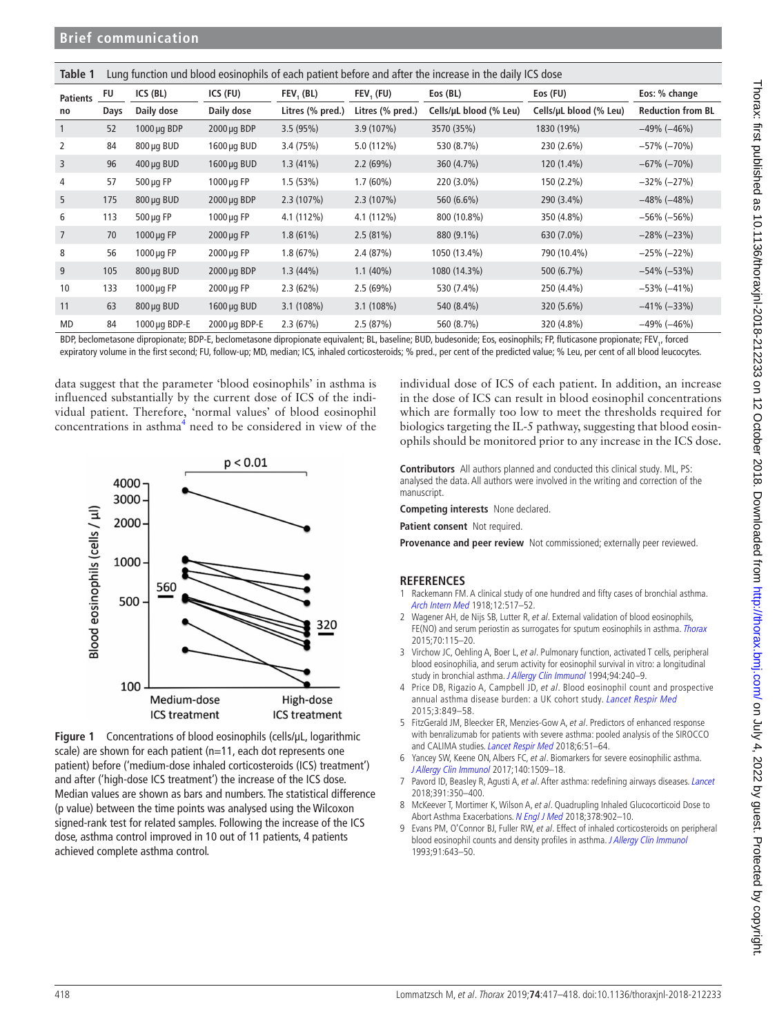**Table 1** Lung function und blood eosinophils of each patient before and after the increase in the daily ICS dose

| Patients no | FU Days | ICS (BL) Daily dose | ICS (FU) Daily dose | $FEV_1$ (BL) Litres (% pred.) | $FEV_1$ (FU) Litres (% pred.) | Eos (BL) Cells/µL blood (% Leu) | Eos (FU) Cells/µL blood (% Leu) | Eos: % change Reduction from BL |
|---|---|---|---|---|---|---|---|---|
| 1 | 52 | 1000 µg BDP | 2000 µg BDP | 3.5 (95%) | 3.9 (107%) | 3570 (35%) | 1830 (19%) | −49% (−46%) |
| 2 | 84 | 800 µg BUD | 1600 µg BUD | 3.4 (75%) | 5.0 (112%) | 530 (8.7%) | 230 (2.6%) | −57% (−70%) |
| 3 | 96 | 400 µg BUD | 1600 µg BUD | 1.3 (41%) | 2.2 (69%) | 360 (4.7%) | 120 (1.4%) | −67% (−70%) |
| 4 | 57 | 500 µg FP | 1000 µg FP | 1.5 (53%) | 1.7 (60%) | 220 (3.0%) | 150 (2.2%) | −32% (−27%) |
| 5 | 175 | 800 µg BUD | 2000 µg BDP | 2.3 (107%) | 2.3 (107%) | 560 (6.6%) | 290 (3.4%) | −48% (−48%) |
| 6 | 113 | 500 µg FP | 1000 µg FP | 4.1 (112%) | 4.1 (112%) | 800 (10.8%) | 350 (4.8%) | −56% (−56%) |
| 7 | 70 | 1000 µg FP | 2000 µg FP | 1.8 (61%) | 2.5 (81%) | 880 (9.1%) | 630 (7.0%) | −28% (−23%) |
| 8 | 56 | 1000 µg FP | 2000 µg FP | 1.8 (67%) | 2.4 (87%) | 1050 (13.4%) | 790 (10.4%) | −25% (−22%) |
| 9 | 105 | 800 µg BUD | 2000 µg BDP | 1.3 (44%) | 1.1 (40%) | 1080 (14.3%) | 500 (6.7%) | −54% (−53%) |
| 10 | 133 | 1000 µg FP | 2000 µg FP | 2.3 (62%) | 2.5 (69%) | 530 (7.4%) | 250 (4.4%) | −53% (−41%) |
| 11 | 63 | 800 µg BUD | 1600 µg BUD | 3.1 (108%) | 3.1 (108%) | 540 (8.4%) | 320 (5.6%) | −41% (−33%) |
| MD | 84 | 1000 µg BDP-E | 2000 µg BDP-E | 2.3 (67%) | 2.5 (87%) | 560 (8.7%) | 320 (4.8%) | −49% (−46%) |

BDP, beclometasone dipropionate; BDP-E, beclometasone dipropionate equivalent; BL, baseline; BUD, budesonide; Eos, eosinophils; FP, fluticasone propionate; $FEV_1$, forced expiratory volume in the first second; FU, follow-up; MD, median; ICS, inhaled corticosteroids; % pred., per cent of the predicted value; % Leu, per cent of all blood leucocytes.

data suggest that the parameter 'blood eosinophils' in asthma is influenced substantially by the current dose of ICS of the individual patient. Therefore, 'normal values' of blood eosinophil concentrations in asthma[4] need to be considered in view of the individual dose of ICS of each patient. In addition, an increase in the dose of ICS can result in blood eosinophil concentrations which are formally too low to meet the thresholds required for biologics targeting the IL-5 pathway, suggesting that blood eosinophils should be monitored prior to any increase in the ICS dose.

p < 0.01
Blood eosinophils (cells / µl)
4000
3000
2000
1000
500
100
560
320
Medium-dose ICS treatment
High-dose ICS treatment

**Figure 1** Concentrations of blood eosinophils (cells/µL, logarithmic scale) are shown for each patient (n=11, each dot represents one patient) before ('medium-dose inhaled corticosteroids (ICS) treatment') and after ('high-dose ICS treatment') the increase of the ICS dose. Median values are shown as bars and numbers. The statistical difference (p value) between the time points was analysed using the Wilcoxon signed-rank test for related samples. Following the increase of the ICS dose, asthma control improved in 10 out of 11 patients, 4 patients achieved complete asthma control.

**Contributors** All authors planned and conducted this clinical study. ML, PS: analysed the data. All authors were involved in the writing and correction of the manuscript.

**Competing interests** None declared.

**Patient consent** Not required.

**Provenance and peer review** Not commissioned; externally peer reviewed.

## REFERENCES

1. Rackemann FM. A clinical study of one hundred and fifty cases of bronchial asthma. *Arch Intern Med* 1918;12:517–52.
2. Wagener AH, de Nijs SB, Lutter R, *et al*. External validation of blood eosinophils, FE(NO) and serum periostin as surrogates for sputum eosinophils in asthma. *Thorax* 2015;70:115–20.
3. Virchow JC, Oehling A, Boer L, *et al*. Pulmonary function, activated T cells, peripheral blood eosinophilia, and serum activity for eosinophil survival in vitro: a longitudinal study in bronchial asthma. *J Allergy Clin Immunol* 1994;94:240–9.
4. Price DB, Rigazio A, Campbell JD, *et al*. Blood eosinophil count and prospective annual asthma disease burden: a UK cohort study. *Lancet Respir Med* 2015;3:849–58.
5. FitzGerald JM, Bleecker ER, Menzies-Gow A, *et al*. Predictors of enhanced response with benralizumab for patients with severe asthma: pooled analysis of the SIROCCO and CALIMA studies. *Lancet Respir Med* 2018;6:51–64.
6. Yancey SW, Keene ON, Albers FC, *et al*. Biomarkers for severe eosinophilic asthma. *J Allergy Clin Immunol* 2017;140:1509–18.
7. Pavord ID, Beasley R, Agusti A, *et al*. After asthma: redefining airways diseases. *Lancet* 2018;391:350–400.
8. McKeever T, Mortimer K, Wilson A, *et al*. Quadrupling Inhaled Glucocorticoid Dose to Abort Asthma Exacerbations. *N Engl J Med* 2018;378:902–10.
9. Evans PM, O'Connor BJ, Fuller RW, *et al*. Effect of inhaled corticosteroids on peripheral blood eosinophil counts and density profiles in asthma. *J Allergy Clin Immunol* 1993;91:643–50.